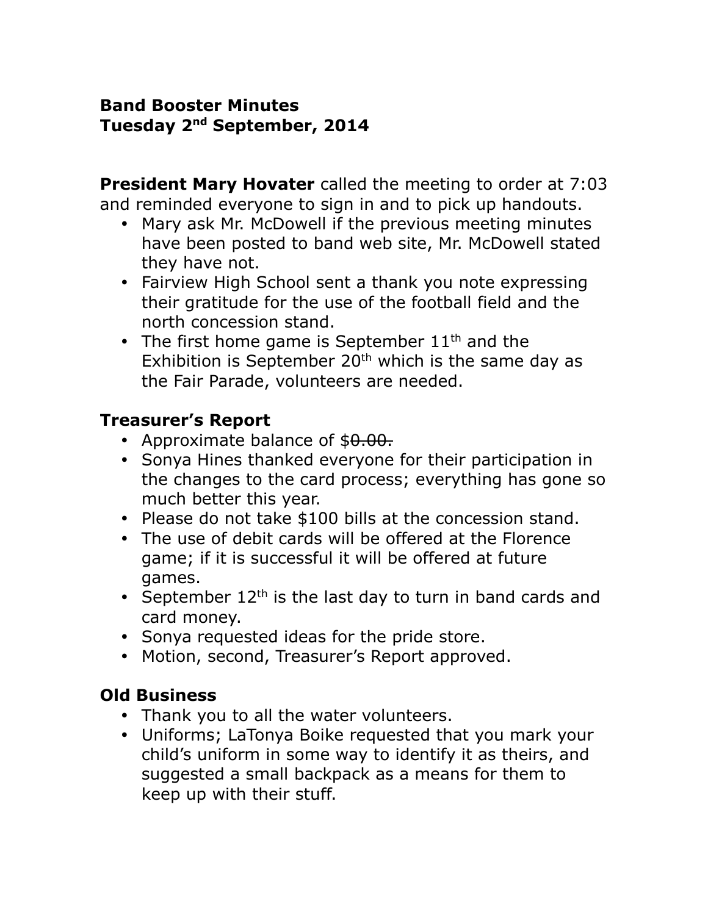**Band Booster Minutes**
**Tuesday 2nd September, 2014**

**President Mary Hovater** called the meeting to order at 7:03 and reminded everyone to sign in and to pick up handouts.

- Mary ask Mr. McDowell if the previous meeting minutes have been posted to band web site, Mr. McDowell stated they have not.
- Fairview High School sent a thank you note expressing their gratitude for the use of the football field and the north concession stand.
- The first home game is September 11th and the Exhibition is September 20th which is the same day as the Fair Parade, volunteers are needed.

## Treasurer's Report

- Approximate balance of $~~0.00.~~
- Sonya Hines thanked everyone for their participation in the changes to the card process; everything has gone so much better this year.
- Please do not take $100 bills at the concession stand.
- The use of debit cards will be offered at the Florence game; if it is successful it will be offered at future games.
- September 12th is the last day to turn in band cards and card money.
- Sonya requested ideas for the pride store.
- Motion, second, Treasurer's Report approved.

## Old Business

- Thank you to all the water volunteers.
- Uniforms; LaTonya Boike requested that you mark your child's uniform in some way to identify it as theirs, and suggested a small backpack as a means for them to keep up with their stuff.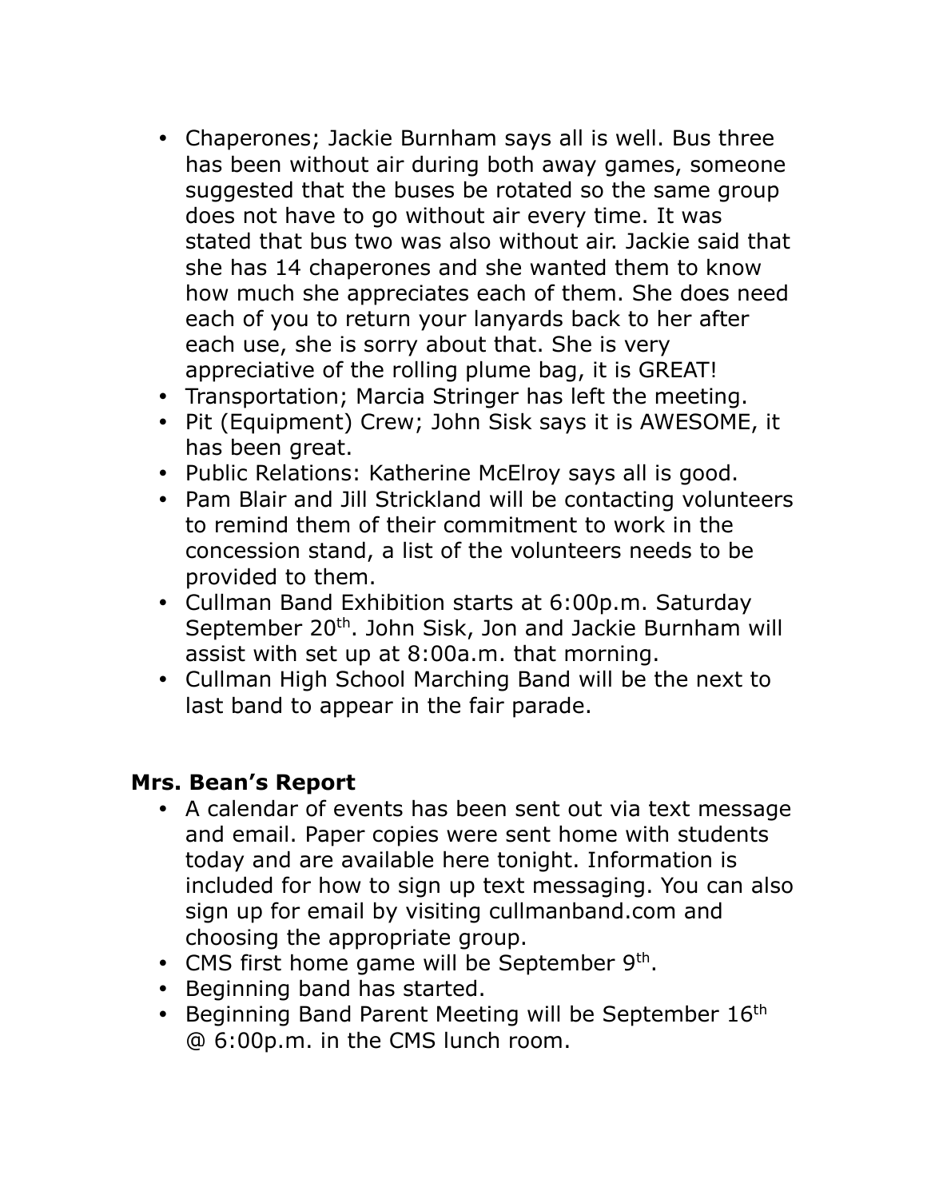- Chaperones; Jackie Burnham says all is well. Bus three has been without air during both away games, someone suggested that the buses be rotated so the same group does not have to go without air every time. It was stated that bus two was also without air. Jackie said that she has 14 chaperones and she wanted them to know how much she appreciates each of them. She does need each of you to return your lanyards back to her after each use, she is sorry about that. She is very appreciative of the rolling plume bag, it is GREAT!
- Transportation; Marcia Stringer has left the meeting.
- Pit (Equipment) Crew; John Sisk says it is AWESOME, it has been great.
- Public Relations: Katherine McElroy says all is good.
- Pam Blair and Jill Strickland will be contacting volunteers to remind them of their commitment to work in the concession stand, a list of the volunteers needs to be provided to them.
- Cullman Band Exhibition starts at 6:00p.m. Saturday September 20th. John Sisk, Jon and Jackie Burnham will assist with set up at 8:00a.m. that morning.
- Cullman High School Marching Band will be the next to last band to appear in the fair parade.

**Mrs. Bean's Report**

- A calendar of events has been sent out via text message and email. Paper copies were sent home with students today and are available here tonight. Information is included for how to sign up text messaging. You can also sign up for email by visiting cullmanband.com and choosing the appropriate group.
- CMS first home game will be September 9th.
- Beginning band has started.
- Beginning Band Parent Meeting will be September 16th @ 6:00p.m. in the CMS lunch room.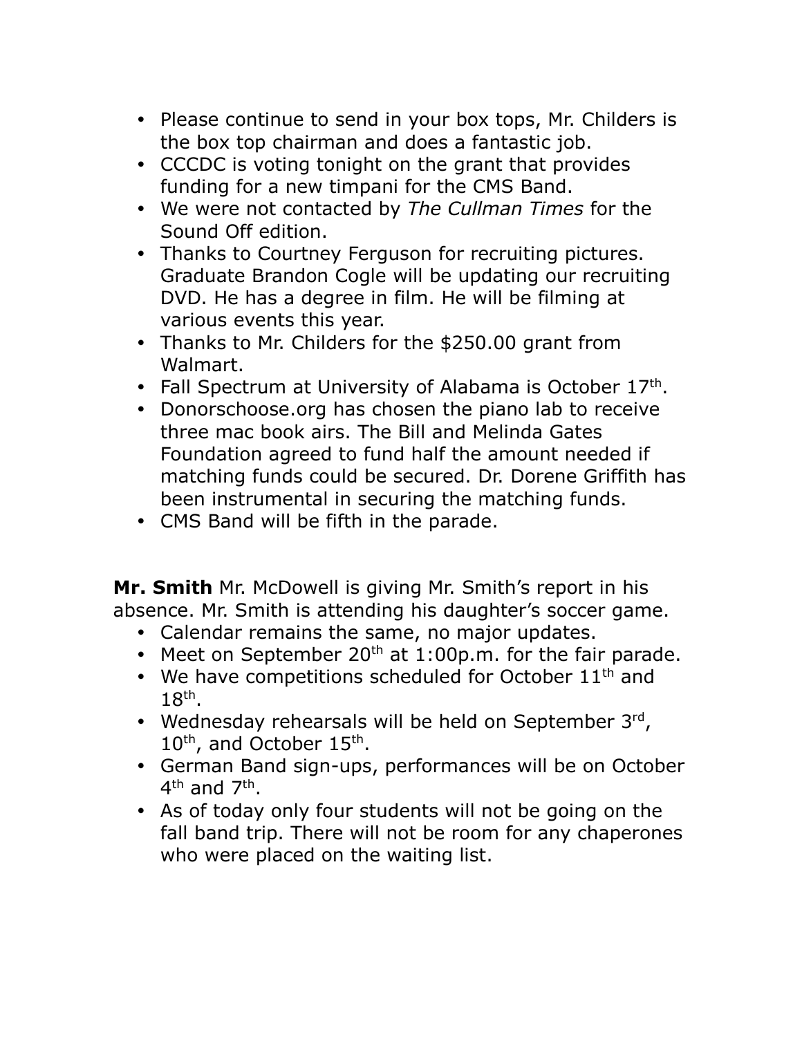- Please continue to send in your box tops, Mr. Childers is the box top chairman and does a fantastic job.
- CCCDC is voting tonight on the grant that provides funding for a new timpani for the CMS Band.
- We were not contacted by *The Cullman Times* for the Sound Off edition.
- Thanks to Courtney Ferguson for recruiting pictures. Graduate Brandon Cogle will be updating our recruiting DVD. He has a degree in film. He will be filming at various events this year.
- Thanks to Mr. Childers for the $250.00 grant from Walmart.
- Fall Spectrum at University of Alabama is October 17th.
- Donorschoose.org has chosen the piano lab to receive three mac book airs. The Bill and Melinda Gates Foundation agreed to fund half the amount needed if matching funds could be secured. Dr. Dorene Griffith has been instrumental in securing the matching funds.
- CMS Band will be fifth in the parade.

**Mr. Smith** Mr. McDowell is giving Mr. Smith's report in his absence. Mr. Smith is attending his daughter's soccer game.

- Calendar remains the same, no major updates.
- Meet on September 20th at 1:00p.m. for the fair parade.
- We have competitions scheduled for October 11th and 18th.
- Wednesday rehearsals will be held on September 3rd, 10th, and October 15th.
- German Band sign-ups, performances will be on October 4th and 7th.
- As of today only four students will not be going on the fall band trip. There will not be room for any chaperones who were placed on the waiting list.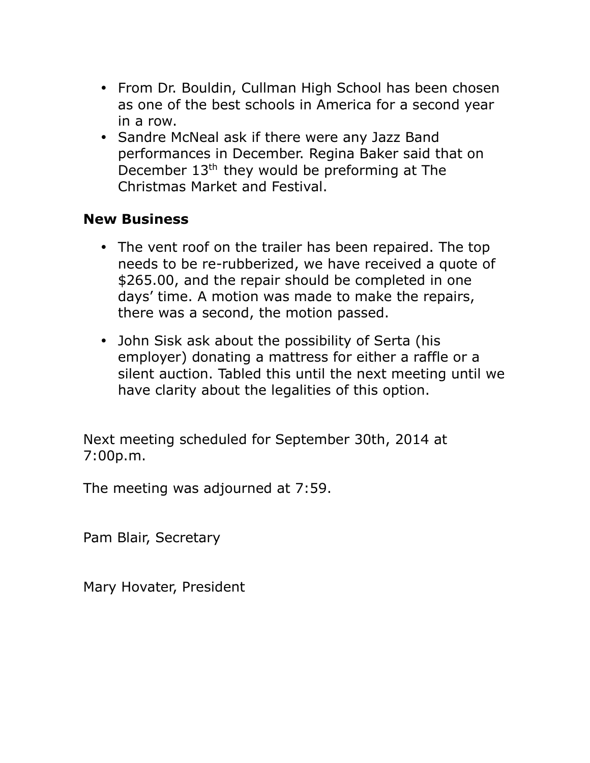- From Dr. Bouldin, Cullman High School has been chosen as one of the best schools in America for a second year in a row.
- Sandre McNeal ask if there were any Jazz Band performances in December. Regina Baker said that on December 13th they would be preforming at The Christmas Market and Festival.

**New Business**

- The vent roof on the trailer has been repaired. The top needs to be re-rubberized, we have received a quote of $265.00, and the repair should be completed in one days' time. A motion was made to make the repairs, there was a second, the motion passed.
- John Sisk ask about the possibility of Serta (his employer) donating a mattress for either a raffle or a silent auction. Tabled this until the next meeting until we have clarity about the legalities of this option.

Next meeting scheduled for September 30th, 2014 at 7:00p.m.

The meeting was adjourned at 7:59.

Pam Blair, Secretary

Mary Hovater, President